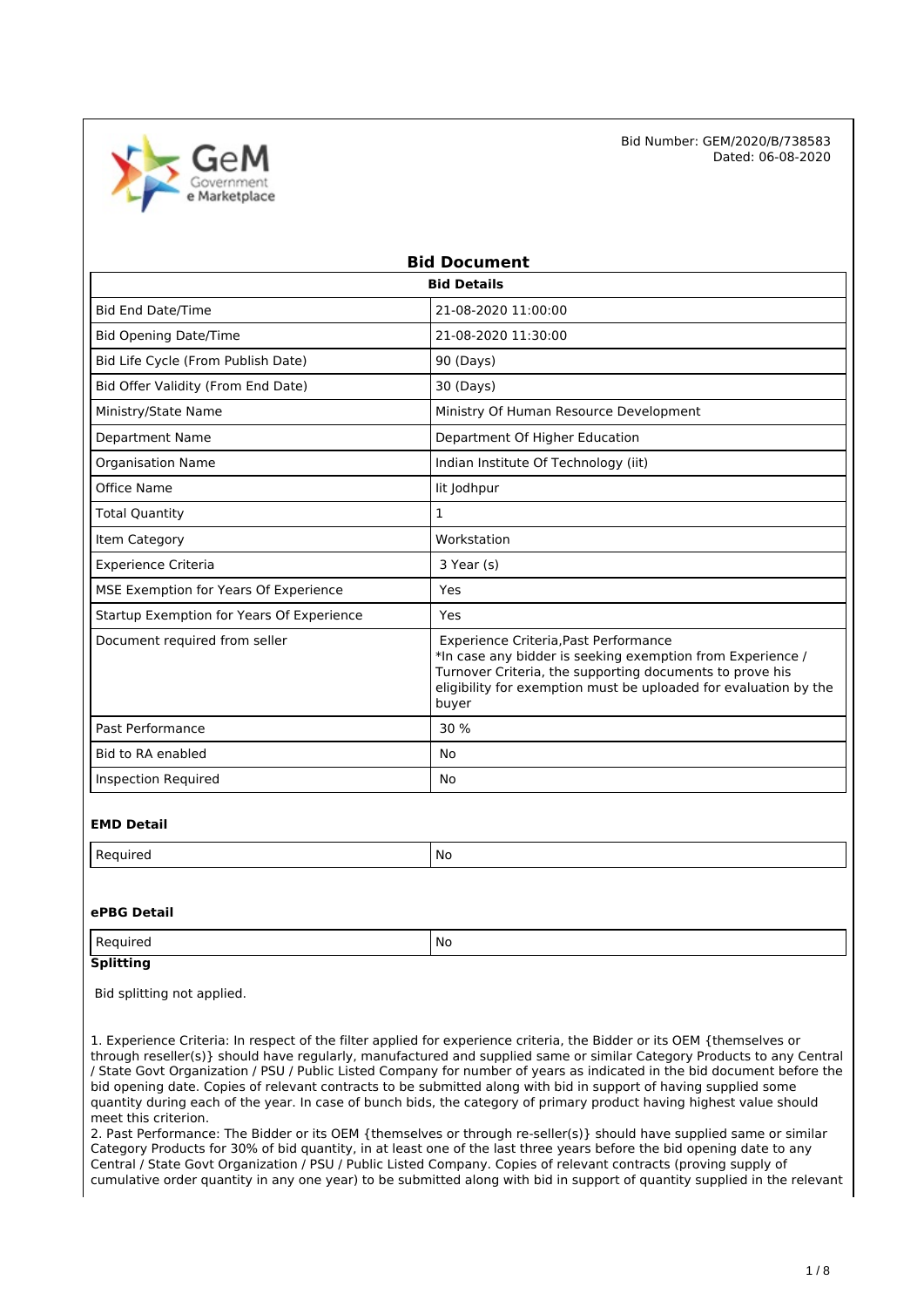Bid Number: GEM/2020/B/738583
Dated: 06-08-2020

# Bid Document

| Bid Details | |
|---|---|
| Bid End Date/Time | 21-08-2020 11:00:00 |
| Bid Opening Date/Time | 21-08-2020 11:30:00 |
| Bid Life Cycle (From Publish Date) | 90 (Days) |
| Bid Offer Validity (From End Date) | 30 (Days) |
| Ministry/State Name | Ministry Of Human Resource Development |
| Department Name | Department Of Higher Education |
| Organisation Name | Indian Institute Of Technology (iit) |
| Office Name | Iit Jodhpur |
| Total Quantity | 1 |
| Item Category | Workstation |
| Experience Criteria | 3 Year (s) |
| MSE Exemption for Years Of Experience | Yes |
| Startup Exemption for Years Of Experience | Yes |
| Document required from seller | Experience Criteria,Past Performance<br>*In case any bidder is seeking exemption from Experience / Turnover Criteria, the supporting documents to prove his eligibility for exemption must be uploaded for evaluation by the buyer |
| Past Performance | 30 % |
| Bid to RA enabled | No |
| Inspection Required | No |

### EMD Detail

| Required | No |
|---|---|

### ePBG Detail

| Required | No |
|---|---|

### Splitting

Bid splitting not applied.

1. Experience Criteria: In respect of the filter applied for experience criteria, the Bidder or its OEM {themselves or through reseller(s)} should have regularly, manufactured and supplied same or similar Category Products to any Central / State Govt Organization / PSU / Public Listed Company for number of years as indicated in the bid document before the bid opening date. Copies of relevant contracts to be submitted along with bid in support of having supplied some quantity during each of the year. In case of bunch bids, the category of primary product having highest value should meet this criterion.
2. Past Performance: The Bidder or its OEM {themselves or through re-seller(s)} should have supplied same or similar Category Products for 30% of bid quantity, in at least one of the last three years before the bid opening date to any Central / State Govt Organization / PSU / Public Listed Company. Copies of relevant contracts (proving supply of cumulative order quantity in any one year) to be submitted along with bid in support of quantity supplied in the relevant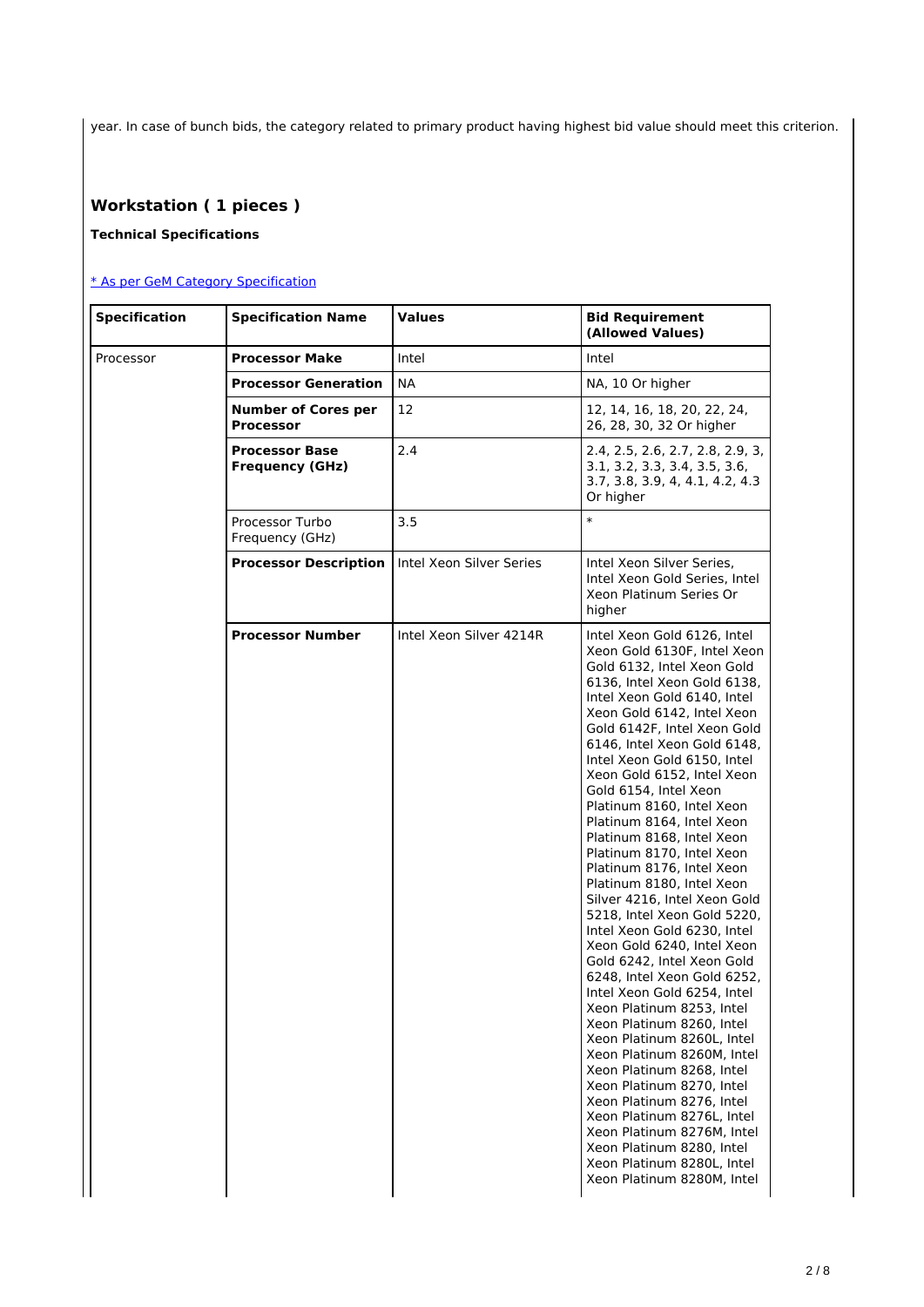year. In case of bunch bids, the category related to primary product having highest bid value should meet this criterion.

## Workstation ( 1 pieces )

**Technical Specifications**

[* As per GeM Category Specification]

| Specification | Specification Name | Values | Bid Requirement (Allowed Values) |
|---|---|---|---|
| Processor | **Processor Make** | Intel | Intel |
| | **Processor Generation** | NA | NA, 10 Or higher |
| | **Number of Cores per Processor** | 12 | 12, 14, 16, 18, 20, 22, 24, 26, 28, 30, 32 Or higher |
| | **Processor Base Frequency (GHz)** | 2.4 | 2.4, 2.5, 2.6, 2.7, 2.8, 2.9, 3, 3.1, 3.2, 3.3, 3.4, 3.5, 3.6, 3.7, 3.8, 3.9, 4, 4.1, 4.2, 4.3 Or higher |
| | Processor Turbo Frequency (GHz) | 3.5 | * |
| | **Processor Description** | Intel Xeon Silver Series | Intel Xeon Silver Series, Intel Xeon Gold Series, Intel Xeon Platinum Series Or higher |
| | **Processor Number** | Intel Xeon Silver 4214R | Intel Xeon Gold 6126, Intel Xeon Gold 6130F, Intel Xeon Gold 6132, Intel Xeon Gold 6136, Intel Xeon Gold 6138, Intel Xeon Gold 6140, Intel Xeon Gold 6142, Intel Xeon Gold 6142F, Intel Xeon Gold 6146, Intel Xeon Gold 6148, Intel Xeon Gold 6150, Intel Xeon Gold 6152, Intel Xeon Gold 6154, Intel Xeon Platinum 8160, Intel Xeon Platinum 8164, Intel Xeon Platinum 8168, Intel Xeon Platinum 8170, Intel Xeon Platinum 8176, Intel Xeon Platinum 8180, Intel Xeon Silver 4216, Intel Xeon Gold 5218, Intel Xeon Gold 5220, Intel Xeon Gold 6230, Intel Xeon Gold 6240, Intel Xeon Gold 6242, Intel Xeon Gold 6248, Intel Xeon Gold 6252, Intel Xeon Gold 6254, Intel Xeon Platinum 8253, Intel Xeon Platinum 8260, Intel Xeon Platinum 8260L, Intel Xeon Platinum 8260M, Intel Xeon Platinum 8268, Intel Xeon Platinum 8270, Intel Xeon Platinum 8276, Intel Xeon Platinum 8276L, Intel Xeon Platinum 8276M, Intel Xeon Platinum 8280, Intel Xeon Platinum 8280L, Intel Xeon Platinum 8280M, Intel |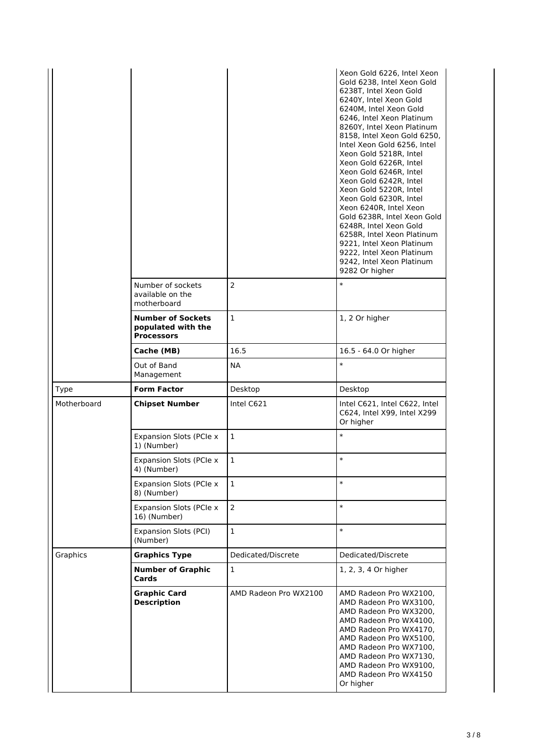| | | | |
|---|---|---|---|
| | | | Xeon Gold 6226, Intel Xeon Gold 6238, Intel Xeon Gold 6238T, Intel Xeon Gold 6240Y, Intel Xeon Gold 6240M, Intel Xeon Gold 6246, Intel Xeon Platinum 8260Y, Intel Xeon Platinum 8158, Intel Xeon Gold 6250, Intel Xeon Gold 6256, Intel Xeon Gold 5218R, Intel Xeon Gold 6226R, Intel Xeon Gold 6246R, Intel Xeon Gold 6242R, Intel Xeon Gold 5220R, Intel Xeon Gold 6230R, Intel Xeon 6240R, Intel Xeon Gold 6238R, Intel Xeon Gold 6248R, Intel Xeon Gold 6258R, Intel Xeon Platinum 9221, Intel Xeon Platinum 9222, Intel Xeon Platinum 9242, Intel Xeon Platinum 9282 Or higher |
| | Number of sockets available on the motherboard | 2 | * |
| | **Number of Sockets populated with the Processors** | 1 | 1, 2 Or higher |
| | **Cache (MB)** | 16.5 | 16.5 - 64.0 Or higher |
| | Out of Band Management | NA | * |
| Type | **Form Factor** | Desktop | Desktop |
| Motherboard | **Chipset Number** | Intel C621 | Intel C621, Intel C622, Intel C624, Intel X99, Intel X299 Or higher |
| | Expansion Slots (PCIe x 1) (Number) | 1 | * |
| | Expansion Slots (PCIe x 4) (Number) | 1 | * |
| | Expansion Slots (PCIe x 8) (Number) | 1 | * |
| | Expansion Slots (PCIe x 16) (Number) | 2 | * |
| | Expansion Slots (PCI) (Number) | 1 | * |
| Graphics | **Graphics Type** | Dedicated/Discrete | Dedicated/Discrete |
| | **Number of Graphic Cards** | 1 | 1, 2, 3, 4 Or higher |
| | **Graphic Card Description** | AMD Radeon Pro WX2100 | AMD Radeon Pro WX2100, AMD Radeon Pro WX3100, AMD Radeon Pro WX3200, AMD Radeon Pro WX4100, AMD Radeon Pro WX4170, AMD Radeon Pro WX5100, AMD Radeon Pro WX7100, AMD Radeon Pro WX7130, AMD Radeon Pro WX9100, AMD Radeon Pro WX4150 Or higher |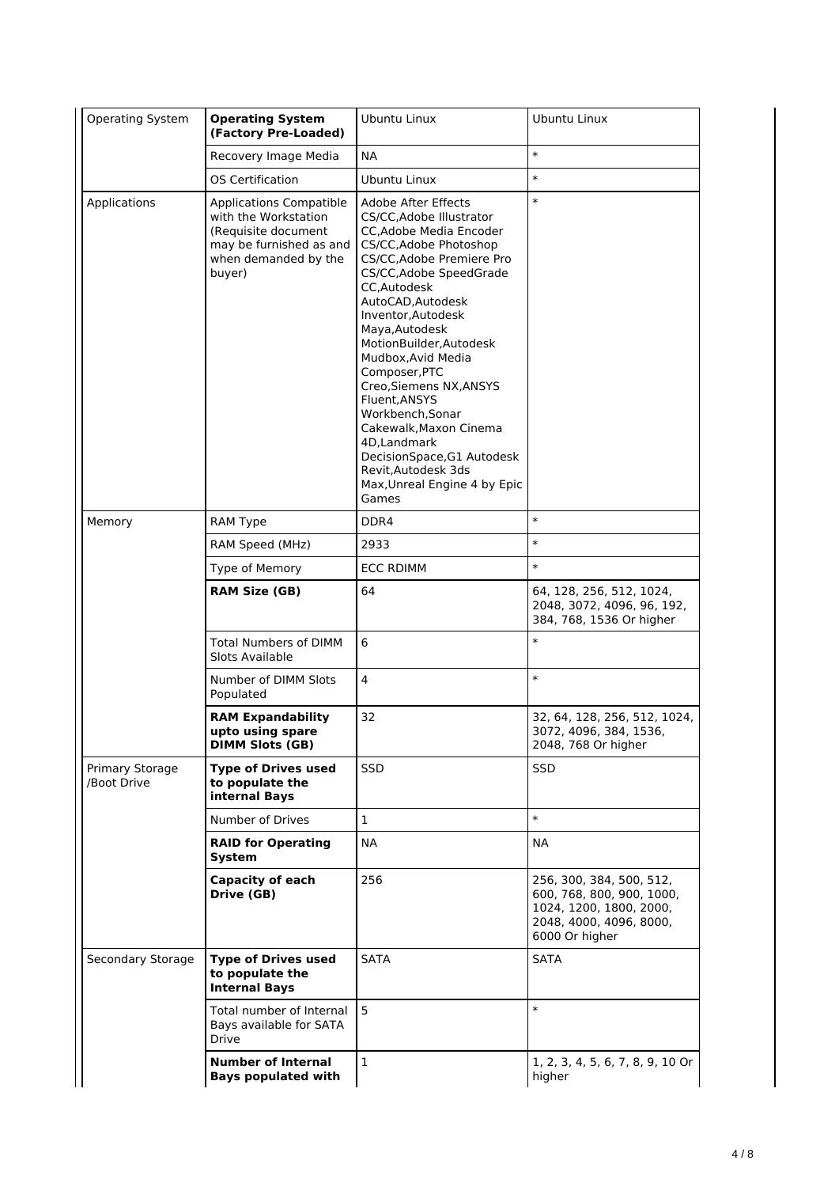| | | | |
|---|---|---|---|
| Operating System | **Operating System (Factory Pre-Loaded)** | Ubuntu Linux | Ubuntu Linux |
| | Recovery Image Media | NA | * |
| | OS Certification | Ubuntu Linux | * |
| Applications | Applications Compatible with the Workstation (Requisite document may be furnished as and when demanded by the buyer) | Adobe After Effects CS/CC,Adobe Illustrator CC,Adobe Media Encoder CS/CC,Adobe Photoshop CS/CC,Adobe Premiere Pro CS/CC,Adobe SpeedGrade CC,Autodesk AutoCAD,Autodesk Inventor,Autodesk Maya,Autodesk MotionBuilder,Autodesk Mudbox,Avid Media Composer,PTC Creo,Siemens NX,ANSYS Fluent,ANSYS Workbench,Sonar Cakewalk,Maxon Cinema 4D,Landmark DecisionSpace,G1 Autodesk Revit,Autodesk 3ds Max,Unreal Engine 4 by Epic Games | * |
| Memory | RAM Type | DDR4 | * |
| | RAM Speed (MHz) | 2933 | * |
| | Type of Memory | ECC RDIMM | * |
| | **RAM Size (GB)** | 64 | 64, 128, 256, 512, 1024, 2048, 3072, 4096, 96, 192, 384, 768, 1536 Or higher |
| | Total Numbers of DIMM Slots Available | 6 | * |
| | Number of DIMM Slots Populated | 4 | * |
| | **RAM Expandability upto using spare DIMM Slots (GB)** | 32 | 32, 64, 128, 256, 512, 1024, 3072, 4096, 384, 1536, 2048, 768 Or higher |
| Primary Storage /Boot Drive | **Type of Drives used to populate the internal Bays** | SSD | SSD |
| | Number of Drives | 1 | * |
| | **RAID for Operating System** | NA | NA |
| | **Capacity of each Drive (GB)** | 256 | 256, 300, 384, 500, 512, 600, 768, 800, 900, 1000, 1024, 1200, 1800, 2000, 2048, 4000, 4096, 8000, 6000 Or higher |
| Secondary Storage | **Type of Drives used to populate the Internal Bays** | SATA | SATA |
| | Total number of Internal Bays available for SATA Drive | 5 | * |
| | **Number of Internal Bays populated with** | 1 | 1, 2, 3, 4, 5, 6, 7, 8, 9, 10 Or higher |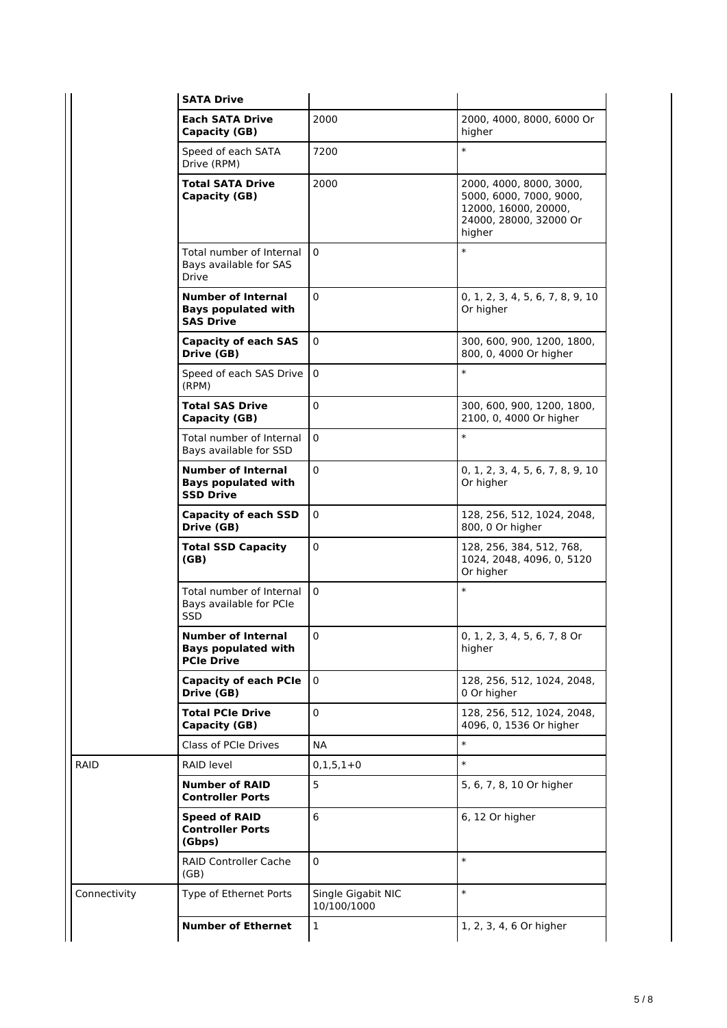| | | | |
|---|---|---|---|
| | **SATA Drive** | | |
| | **Each SATA Drive Capacity (GB)** | 2000 | 2000, 4000, 8000, 6000 Or higher |
| | Speed of each SATA Drive (RPM) | 7200 | * |
| | **Total SATA Drive Capacity (GB)** | 2000 | 2000, 4000, 8000, 3000, 5000, 6000, 7000, 9000, 12000, 16000, 20000, 24000, 28000, 32000 Or higher |
| | Total number of Internal Bays available for SAS Drive | 0 | * |
| | **Number of Internal Bays populated with SAS Drive** | 0 | 0, 1, 2, 3, 4, 5, 6, 7, 8, 9, 10 Or higher |
| | **Capacity of each SAS Drive (GB)** | 0 | 300, 600, 900, 1200, 1800, 800, 0, 4000 Or higher |
| | Speed of each SAS Drive (RPM) | 0 | * |
| | **Total SAS Drive Capacity (GB)** | 0 | 300, 600, 900, 1200, 1800, 2100, 0, 4000 Or higher |
| | Total number of Internal Bays available for SSD | 0 | * |
| | **Number of Internal Bays populated with SSD Drive** | 0 | 0, 1, 2, 3, 4, 5, 6, 7, 8, 9, 10 Or higher |
| | **Capacity of each SSD Drive (GB)** | 0 | 128, 256, 512, 1024, 2048, 800, 0 Or higher |
| | **Total SSD Capacity (GB)** | 0 | 128, 256, 384, 512, 768, 1024, 2048, 4096, 0, 5120 Or higher |
| | Total number of Internal Bays available for PCIe SSD | 0 | * |
| | **Number of Internal Bays populated with PCIe Drive** | 0 | 0, 1, 2, 3, 4, 5, 6, 7, 8 Or higher |
| | **Capacity of each PCIe Drive (GB)** | 0 | 128, 256, 512, 1024, 2048, 0 Or higher |
| | **Total PCIe Drive Capacity (GB)** | 0 | 128, 256, 512, 1024, 2048, 4096, 0, 1536 Or higher |
| | Class of PCIe Drives | NA | * |
| RAID | RAID level | 0,1,5,1+0 | * |
| | **Number of RAID Controller Ports** | 5 | 5, 6, 7, 8, 10 Or higher |
| | **Speed of RAID Controller Ports (Gbps)** | 6 | 6, 12 Or higher |
| | RAID Controller Cache (GB) | 0 | * |
| Connectivity | Type of Ethernet Ports | Single Gigabit NIC 10/100/1000 | * |
| | **Number of Ethernet** | 1 | 1, 2, 3, 4, 6 Or higher |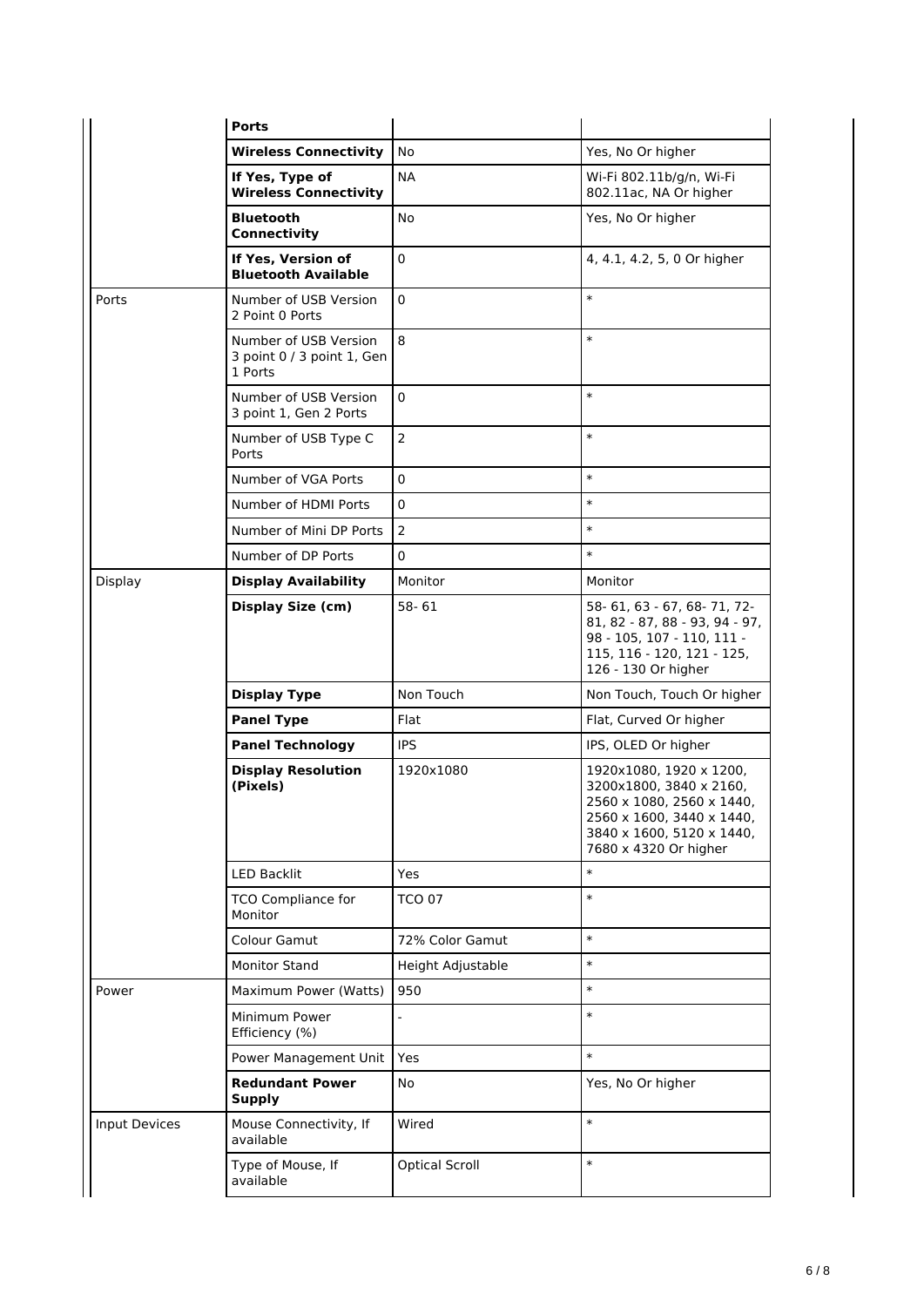| | | | |
|---|---|---|---|
| | **Ports** | | |
| | **Wireless Connectivity** | No | Yes, No Or higher |
| | **If Yes, Type of Wireless Connectivity** | NA | Wi-Fi 802.11b/g/n, Wi-Fi 802.11ac, NA Or higher |
| | **Bluetooth Connectivity** | No | Yes, No Or higher |
| | **If Yes, Version of Bluetooth Available** | 0 | 4, 4.1, 4.2, 5, 0 Or higher |
| Ports | Number of USB Version 2 Point 0 Ports | 0 | * |
| | Number of USB Version 3 point 0 / 3 point 1, Gen 1 Ports | 8 | * |
| | Number of USB Version 3 point 1, Gen 2 Ports | 0 | * |
| | Number of USB Type C Ports | 2 | * |
| | Number of VGA Ports | 0 | * |
| | Number of HDMI Ports | 0 | * |
| | Number of Mini DP Ports | 2 | * |
| | Number of DP Ports | 0 | * |
| Display | **Display Availability** | Monitor | Monitor |
| | **Display Size (cm)** | 58- 61 | 58- 61, 63 - 67, 68- 71, 72- 81, 82 - 87, 88 - 93, 94 - 97, 98 - 105, 107 - 110, 111 - 115, 116 - 120, 121 - 125, 126 - 130 Or higher |
| | **Display Type** | Non Touch | Non Touch, Touch Or higher |
| | **Panel Type** | Flat | Flat, Curved Or higher |
| | **Panel Technology** | IPS | IPS, OLED Or higher |
| | **Display Resolution (Pixels)** | 1920x1080 | 1920x1080, 1920 x 1200, 3200x1800, 3840 x 2160, 2560 x 1080, 2560 x 1440, 2560 x 1600, 3440 x 1440, 3840 x 1600, 5120 x 1440, 7680 x 4320 Or higher |
| | LED Backlit | Yes | * |
| | TCO Compliance for Monitor | TCO 07 | * |
| | Colour Gamut | 72% Color Gamut | * |
| | Monitor Stand | Height Adjustable | * |
| Power | Maximum Power (Watts) | 950 | * |
| | Minimum Power Efficiency (%) | - | * |
| | Power Management Unit | Yes | * |
| | **Redundant Power Supply** | No | Yes, No Or higher |
| Input Devices | Mouse Connectivity, If available | Wired | * |
| | Type of Mouse, If available | Optical Scroll | * |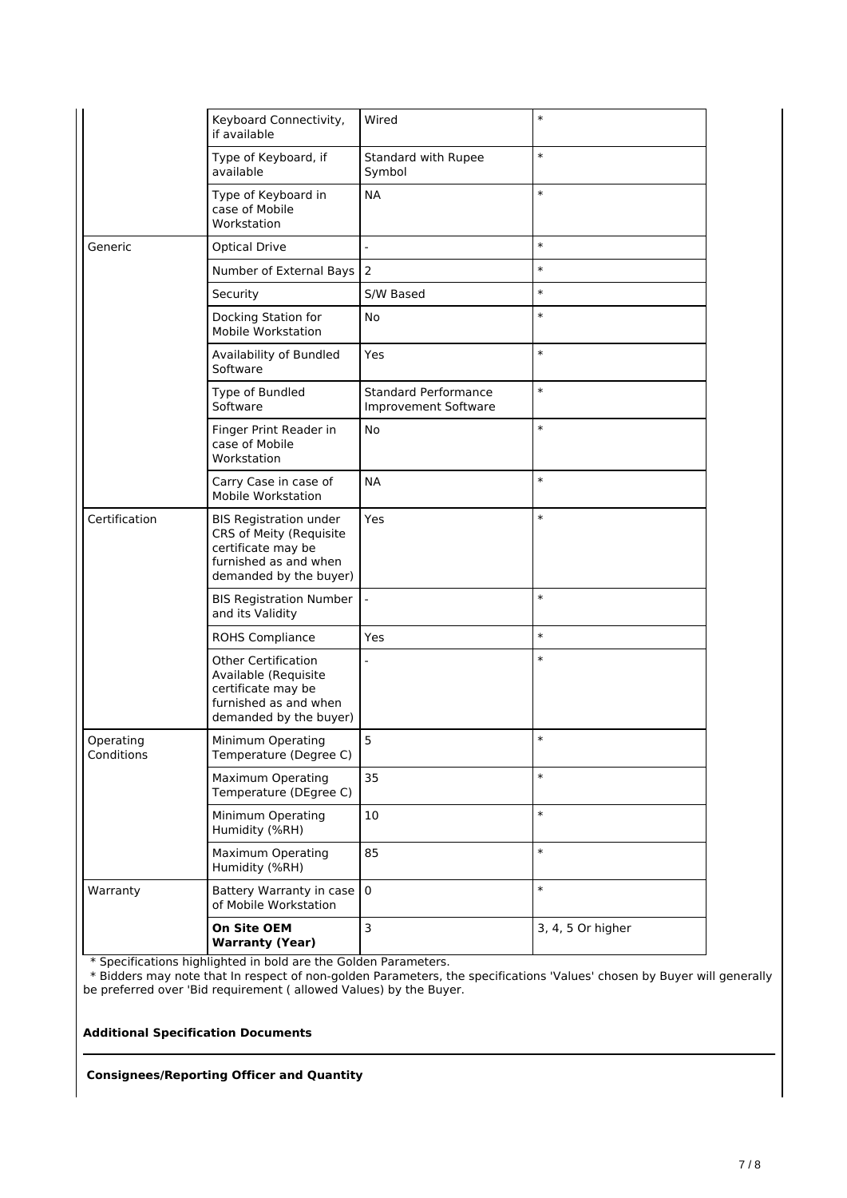| | | | |
|---|---|---|---|
| | Keyboard Connectivity, if available | Wired | * |
| | Type of Keyboard, if available | Standard with Rupee Symbol | * |
| | Type of Keyboard in case of Mobile Workstation | NA | * |
| Generic | Optical Drive | - | * |
| | Number of External Bays | 2 | * |
| | Security | S/W Based | * |
| | Docking Station for Mobile Workstation | No | * |
| | Availability of Bundled Software | Yes | * |
| | Type of Bundled Software | Standard Performance Improvement Software | * |
| | Finger Print Reader in case of Mobile Workstation | No | * |
| | Carry Case in case of Mobile Workstation | NA | * |
| Certification | BIS Registration under CRS of Meity (Requisite certificate may be furnished as and when demanded by the buyer) | Yes | * |
| | BIS Registration Number and its Validity | - | * |
| | ROHS Compliance | Yes | * |
| | Other Certification Available (Requisite certificate may be furnished as and when demanded by the buyer) | - | * |
| Operating Conditions | Minimum Operating Temperature (Degree C) | 5 | * |
| | Maximum Operating Temperature (DEgree C) | 35 | * |
| | Minimum Operating Humidity (%RH) | 10 | * |
| | Maximum Operating Humidity (%RH) | 85 | * |
| Warranty | Battery Warranty in case of Mobile Workstation | 0 | * |
| | **On Site OEM Warranty (Year)** | 3 | 3, 4, 5 Or higher |

* Specifications highlighted in bold are the Golden Parameters.
* Bidders may note that In respect of non-golden Parameters, the specifications 'Values' chosen by Buyer will generally be preferred over 'Bid requirement ( allowed Values) by the Buyer.

**Additional Specification Documents**

**Consignees/Reporting Officer and Quantity**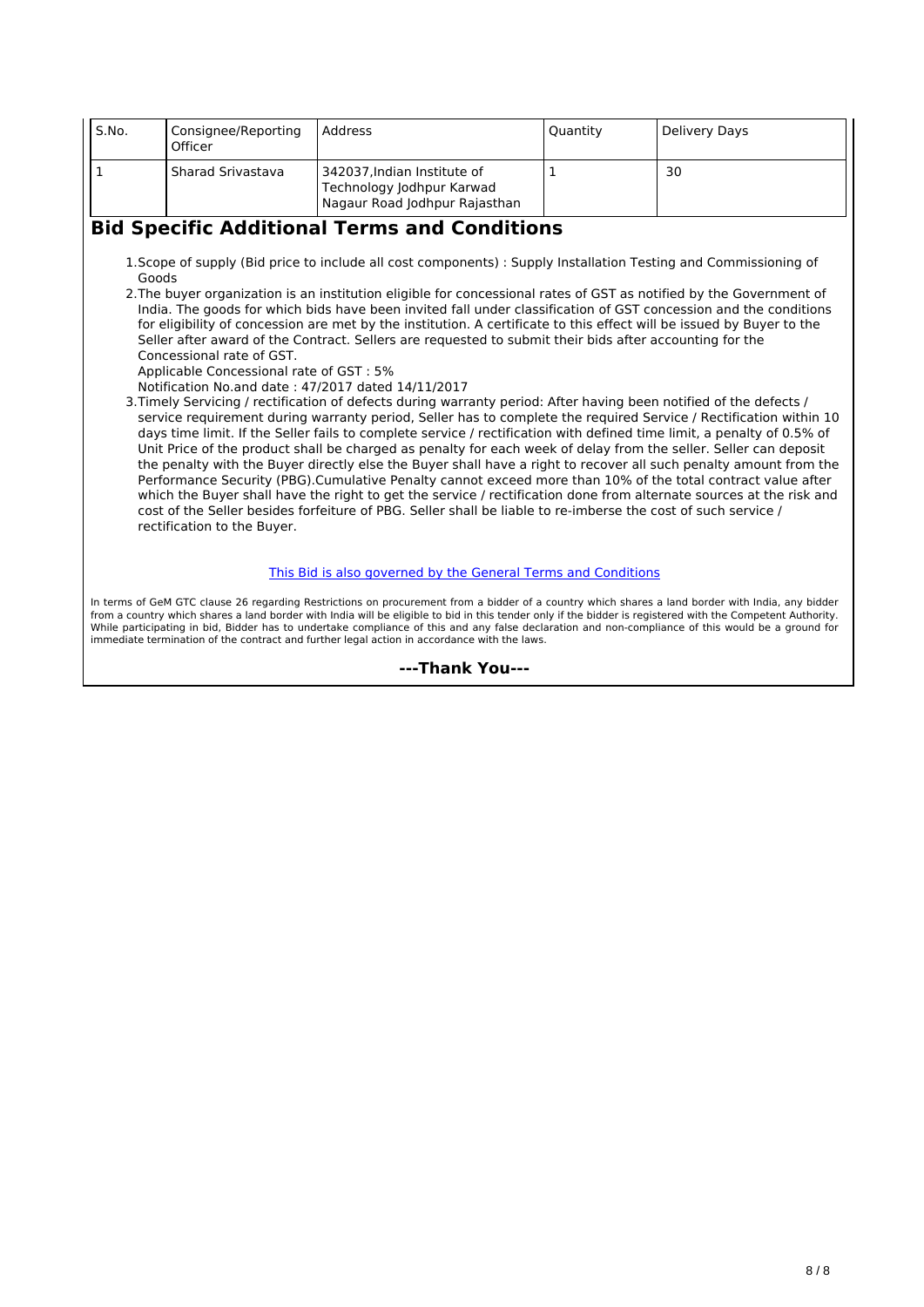| S.No. | Consignee/Reporting Officer | Address | Quantity | Delivery Days |
|---|---|---|---|---|
| 1 | Sharad Srivastava | 342037,Indian Institute of Technology Jodhpur Karwad Nagaur Road Jodhpur Rajasthan | 1 | 30 |

## Bid Specific Additional Terms and Conditions

1. Scope of supply (Bid price to include all cost components) : Supply Installation Testing and Commissioning of Goods
2. The buyer organization is an institution eligible for concessional rates of GST as notified by the Government of India. The goods for which bids have been invited fall under classification of GST concession and the conditions for eligibility of concession are met by the institution. A certificate to this effect will be issued by Buyer to the Seller after award of the Contract. Sellers are requested to submit their bids after accounting for the Concessional rate of GST.
   Applicable Concessional rate of GST : 5%
   Notification No.and date : 47/2017 dated 14/11/2017
3. Timely Servicing / rectification of defects during warranty period: After having been notified of the defects / service requirement during warranty period, Seller has to complete the required Service / Rectification within 10 days time limit. If the Seller fails to complete service / rectification with defined time limit, a penalty of 0.5% of Unit Price of the product shall be charged as penalty for each week of delay from the seller. Seller can deposit the penalty with the Buyer directly else the Buyer shall have a right to recover all such penalty amount from the Performance Security (PBG).Cumulative Penalty cannot exceed more than 10% of the total contract value after which the Buyer shall have the right to get the service / rectification done from alternate sources at the risk and cost of the Seller besides forfeiture of PBG. Seller shall be liable to re-imberse the cost of such service / rectification to the Buyer.

This Bid is also governed by the General Terms and Conditions

In terms of GeM GTC clause 26 regarding Restrictions on procurement from a bidder of a country which shares a land border with India, any bidder from a country which shares a land border with India will be eligible to bid in this tender only if the bidder is registered with the Competent Authority. While participating in bid, Bidder has to undertake compliance of this and any false declaration and non-compliance of this would be a ground for immediate termination of the contract and further legal action in accordance with the laws.

**---Thank You---**